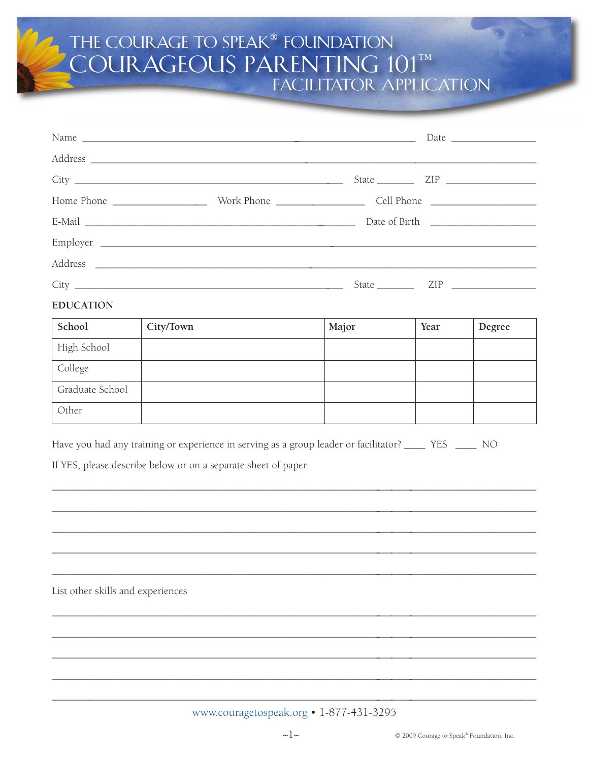# THE COURAGE TO SPEAK® FOUNDATION

# COURAGEOUS PARENTING 101™

## FACILITATOR APPLICATION

Name ______________________________________________ Date ______________

Address ____________________________________________________________

City ______________________________________ State ______ ZIP ______________

Home Phone ______________ Work Phone ______________ Cell Phone ________________

E-Mail ________________________________________ Date of Birth ________________

Employer ___________________________________________________________

Address ____________________________________________________________

City ______________________________________ State ______ ZIP ______________

**EDUCATION**

| School | City/Town | Major | Year | Degree |
|---|---|---|---|---|
| High School | | | | |
| College | | | | |
| Graduate School | | | | |
| Other | | | | |

Have you had any training or experience in serving as a group leader or facilitator? ____ YES ____ NO

If YES, please describe below or on a separate sheet of paper

_____________________________________________________________________________

_____________________________________________________________________________

_____________________________________________________________________________

_____________________________________________________________________________

_____________________________________________________________________________

List other skills and experiences

_____________________________________________________________________________

_____________________________________________________________________________

_____________________________________________________________________________

_____________________________________________________________________________

_____________________________________________________________________________

www.couragetospeak.org • 1-877-431-3295

© 2009 Courage to Speak® Foundation, Inc.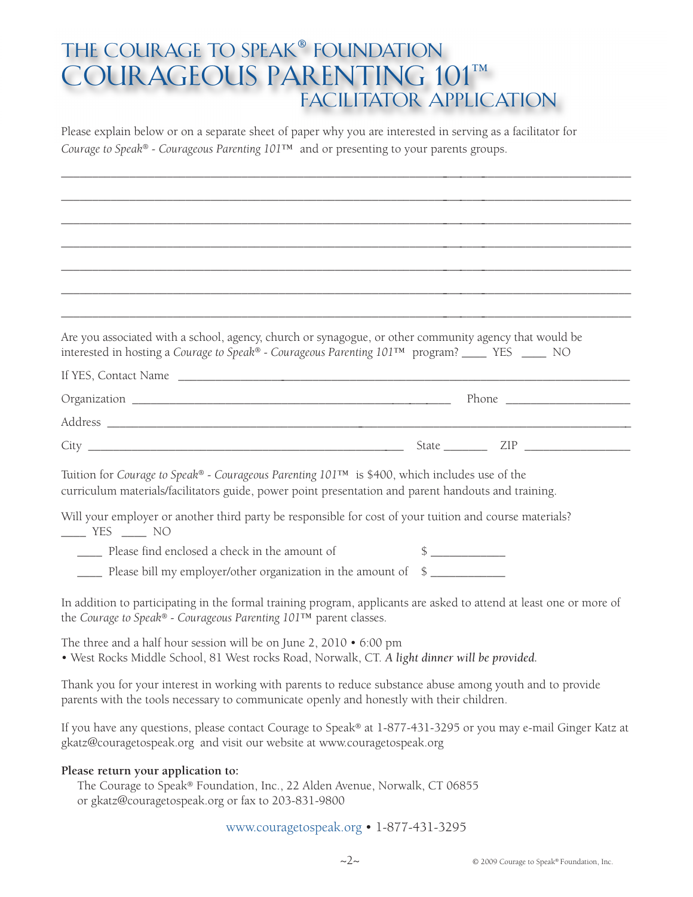# THE COURAGE TO SPEAK® FOUNDATION
# COURAGEOUS PARENTING 101™
## FACILITATOR APPLICATION

Please explain below or on a separate sheet of paper why you are interested in serving as a facilitator for *Courage to Speak® - Courageous Parenting 101™* and or presenting to your parents groups.

\_\_\_\_\_\_\_\_\_\_\_\_\_\_\_\_\_\_\_\_\_\_\_\_\_\_\_\_\_\_\_\_\_\_\_\_\_\_\_\_\_\_\_\_\_\_\_\_\_\_\_\_\_\_\_\_\_\_\_\_\_\_\_\_\_\_\_\_\_\_\_\_\_\_\_\_\_\_

\_\_\_\_\_\_\_\_\_\_\_\_\_\_\_\_\_\_\_\_\_\_\_\_\_\_\_\_\_\_\_\_\_\_\_\_\_\_\_\_\_\_\_\_\_\_\_\_\_\_\_\_\_\_\_\_\_\_\_\_\_\_\_\_\_\_\_\_\_\_\_\_\_\_\_\_\_\_

\_\_\_\_\_\_\_\_\_\_\_\_\_\_\_\_\_\_\_\_\_\_\_\_\_\_\_\_\_\_\_\_\_\_\_\_\_\_\_\_\_\_\_\_\_\_\_\_\_\_\_\_\_\_\_\_\_\_\_\_\_\_\_\_\_\_\_\_\_\_\_\_\_\_\_\_\_\_

\_\_\_\_\_\_\_\_\_\_\_\_\_\_\_\_\_\_\_\_\_\_\_\_\_\_\_\_\_\_\_\_\_\_\_\_\_\_\_\_\_\_\_\_\_\_\_\_\_\_\_\_\_\_\_\_\_\_\_\_\_\_\_\_\_\_\_\_\_\_\_\_\_\_\_\_\_\_

\_\_\_\_\_\_\_\_\_\_\_\_\_\_\_\_\_\_\_\_\_\_\_\_\_\_\_\_\_\_\_\_\_\_\_\_\_\_\_\_\_\_\_\_\_\_\_\_\_\_\_\_\_\_\_\_\_\_\_\_\_\_\_\_\_\_\_\_\_\_\_\_\_\_\_\_\_\_

\_\_\_\_\_\_\_\_\_\_\_\_\_\_\_\_\_\_\_\_\_\_\_\_\_\_\_\_\_\_\_\_\_\_\_\_\_\_\_\_\_\_\_\_\_\_\_\_\_\_\_\_\_\_\_\_\_\_\_\_\_\_\_\_\_\_\_\_\_\_\_\_\_\_\_\_\_\_

\_\_\_\_\_\_\_\_\_\_\_\_\_\_\_\_\_\_\_\_\_\_\_\_\_\_\_\_\_\_\_\_\_\_\_\_\_\_\_\_\_\_\_\_\_\_\_\_\_\_\_\_\_\_\_\_\_\_\_\_\_\_\_\_\_\_\_\_\_\_\_\_\_\_\_\_\_\_

Are you associated with a school, agency, church or synagogue, or other community agency that would be interested in hosting a *Courage to Speak® - Courageous Parenting 101™* program? \_\_\_\_ YES \_\_\_\_ NO

If YES, Contact Name \_\_\_\_\_\_\_\_\_\_\_\_\_\_\_\_\_\_\_\_\_\_\_\_\_\_\_\_\_\_\_\_\_\_\_\_\_\_\_\_\_\_\_\_\_\_\_\_\_\_\_\_\_\_\_\_

Organization \_\_\_\_\_\_\_\_\_\_\_\_\_\_\_\_\_\_\_\_\_\_\_\_\_\_\_\_\_\_\_\_\_\_\_\_\_\_\_\_ Phone \_\_\_\_\_\_\_\_\_\_\_\_\_\_\_\_

Address \_\_\_\_\_\_\_\_\_\_\_\_\_\_\_\_\_\_\_\_\_\_\_\_\_\_\_\_\_\_\_\_\_\_\_\_\_\_\_\_\_\_\_\_\_\_\_\_\_\_\_\_\_\_\_\_\_\_\_\_\_\_\_\_\_\_\_

City \_\_\_\_\_\_\_\_\_\_\_\_\_\_\_\_\_\_\_\_\_\_\_\_\_\_\_\_\_\_\_\_\_\_\_\_\_\_\_\_ State \_\_\_\_\_\_ ZIP \_\_\_\_\_\_\_\_\_\_\_\_\_\_

Tuition for *Courage to Speak® - Courageous Parenting 101™* is $400, which includes use of the curriculum materials/facilitators guide, power point presentation and parent handouts and training.

Will your employer or another third party be responsible for cost of your tuition and course materials?
\_\_\_\_ YES \_\_\_\_ NO

- \_\_\_\_ Please find enclosed a check in the amount of $ \_\_\_\_\_\_\_\_\_\_
- \_\_\_\_ Please bill my employer/other organization in the amount of $ \_\_\_\_\_\_\_\_\_\_

In addition to participating in the formal training program, applicants are asked to attend at least one or more of the *Courage to Speak® - Courageous Parenting 101™* parent classes.

The three and a half hour session will be on June 2, 2010 • 6:00 pm
• West Rocks Middle School, 81 West rocks Road, Norwalk, CT. *A light dinner will be provided.*

Thank you for your interest in working with parents to reduce substance abuse among youth and to provide parents with the tools necessary to communicate openly and honestly with their children.

If you have any questions, please contact Courage to Speak® at 1-877-431-3295 or you may e-mail Ginger Katz at gkatz@couragetospeak.org and visit our website at www.couragetospeak.org

**Please return your application to:**
The Courage to Speak® Foundation, Inc., 22 Alden Avenue, Norwalk, CT 06855
or gkatz@couragetospeak.org or fax to 203-831-9800

www.couragetospeak.org • 1-877-431-3295

© 2009 Courage to Speak® Foundation, Inc.